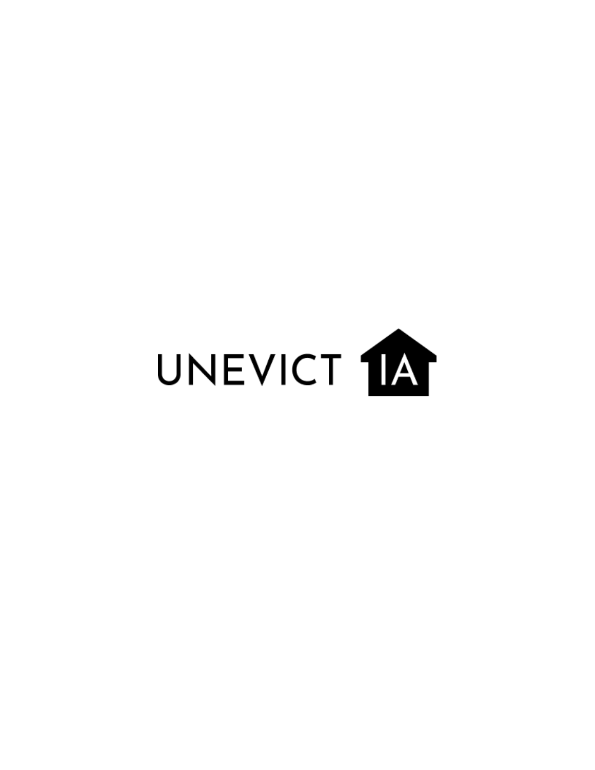UNEVICT IA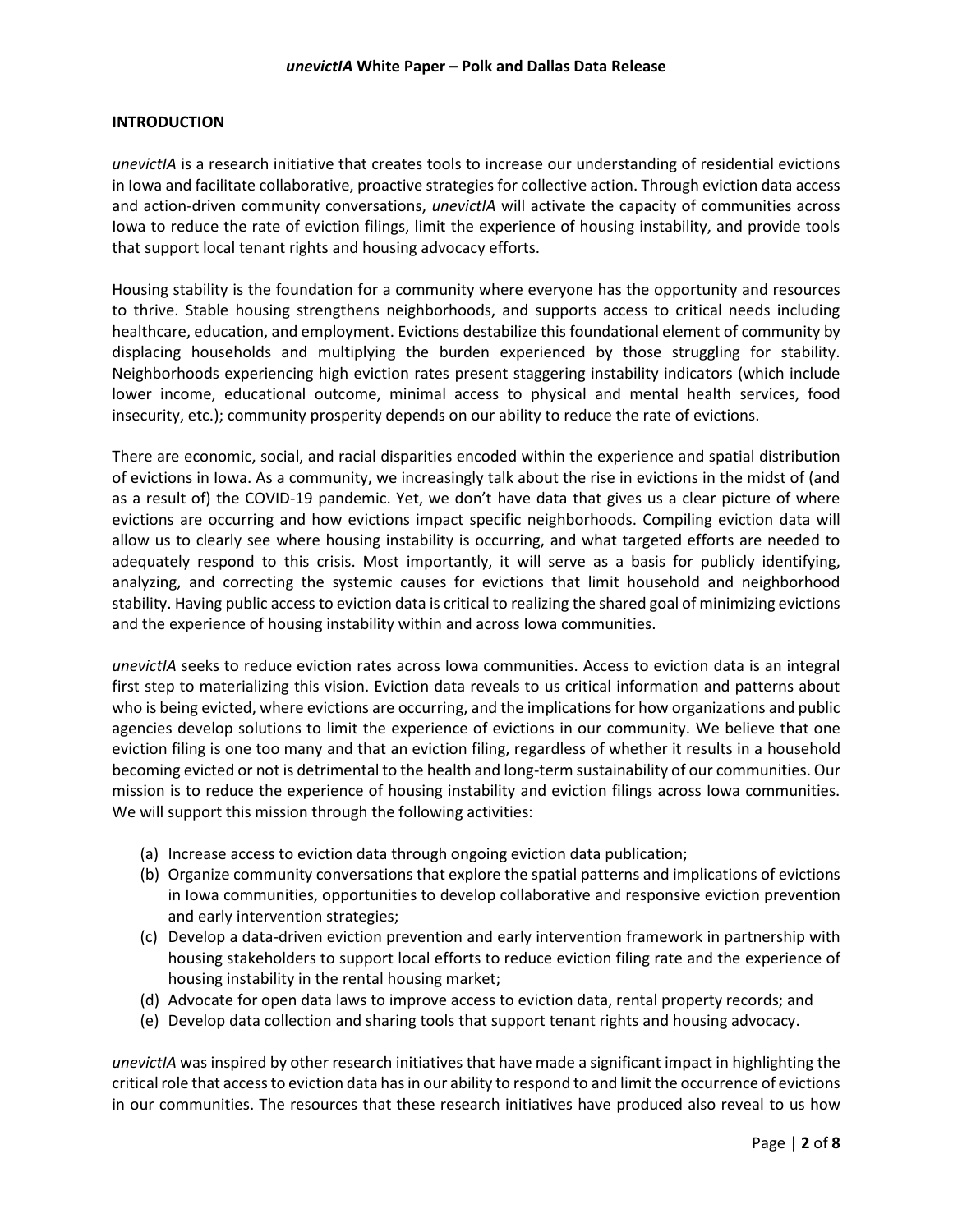## INTRODUCTION

*unevictIA* is a research initiative that creates tools to increase our understanding of residential evictions in Iowa and facilitate collaborative, proactive strategies for collective action. Through eviction data access and action-driven community conversations, *unevictIA* will activate the capacity of communities across Iowa to reduce the rate of eviction filings, limit the experience of housing instability, and provide tools that support local tenant rights and housing advocacy efforts.

Housing stability is the foundation for a community where everyone has the opportunity and resources to thrive. Stable housing strengthens neighborhoods, and supports access to critical needs including healthcare, education, and employment. Evictions destabilize this foundational element of community by displacing households and multiplying the burden experienced by those struggling for stability. Neighborhoods experiencing high eviction rates present staggering instability indicators (which include lower income, educational outcome, minimal access to physical and mental health services, food insecurity, etc.); community prosperity depends on our ability to reduce the rate of evictions.

There are economic, social, and racial disparities encoded within the experience and spatial distribution of evictions in Iowa. As a community, we increasingly talk about the rise in evictions in the midst of (and as a result of) the COVID-19 pandemic. Yet, we don't have data that gives us a clear picture of where evictions are occurring and how evictions impact specific neighborhoods. Compiling eviction data will allow us to clearly see where housing instability is occurring, and what targeted efforts are needed to adequately respond to this crisis. Most importantly, it will serve as a basis for publicly identifying, analyzing, and correcting the systemic causes for evictions that limit household and neighborhood stability. Having public access to eviction data is critical to realizing the shared goal of minimizing evictions and the experience of housing instability within and across Iowa communities.

*unevictIA* seeks to reduce eviction rates across Iowa communities. Access to eviction data is an integral first step to materializing this vision. Eviction data reveals to us critical information and patterns about who is being evicted, where evictions are occurring, and the implications for how organizations and public agencies develop solutions to limit the experience of evictions in our community. We believe that one eviction filing is one too many and that an eviction filing, regardless of whether it results in a household becoming evicted or not is detrimental to the health and long-term sustainability of our communities. Our mission is to reduce the experience of housing instability and eviction filings across Iowa communities. We will support this mission through the following activities:

(a) Increase access to eviction data through ongoing eviction data publication;
(b) Organize community conversations that explore the spatial patterns and implications of evictions in Iowa communities, opportunities to develop collaborative and responsive eviction prevention and early intervention strategies;
(c) Develop a data-driven eviction prevention and early intervention framework in partnership with housing stakeholders to support local efforts to reduce eviction filing rate and the experience of housing instability in the rental housing market;
(d) Advocate for open data laws to improve access to eviction data, rental property records; and
(e) Develop data collection and sharing tools that support tenant rights and housing advocacy.

*unevictIA* was inspired by other research initiatives that have made a significant impact in highlighting the critical role that access to eviction data has in our ability to respond to and limit the occurrence of evictions in our communities. The resources that these research initiatives have produced also reveal to us how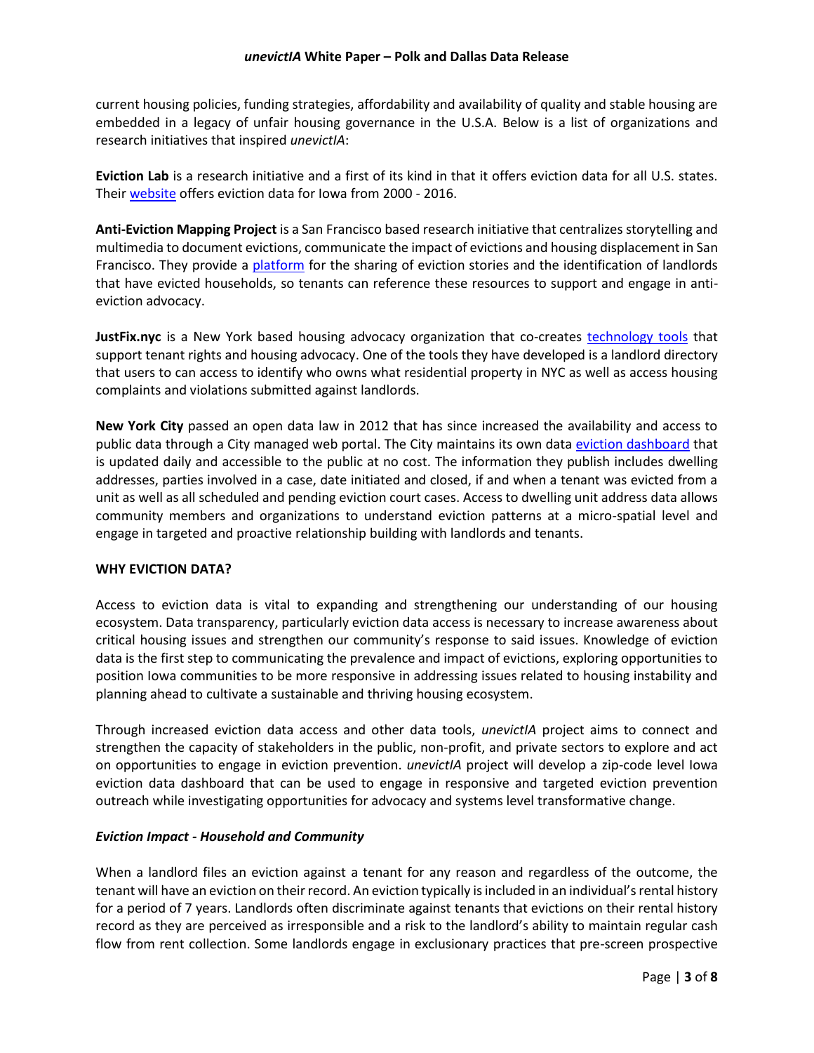current housing policies, funding strategies, affordability and availability of quality and stable housing are embedded in a legacy of unfair housing governance in the U.S.A. Below is a list of organizations and research initiatives that inspired *unevictIA*:

**Eviction Lab** is a research initiative and a first of its kind in that it offers eviction data for all U.S. states. Their website offers eviction data for Iowa from 2000 - 2016.

**Anti-Eviction Mapping Project** is a San Francisco based research initiative that centralizes storytelling and multimedia to document evictions, communicate the impact of evictions and housing displacement in San Francisco. They provide a platform for the sharing of eviction stories and the identification of landlords that have evicted households, so tenants can reference these resources to support and engage in anti-eviction advocacy.

**JustFix.nyc** is a New York based housing advocacy organization that co-creates technology tools that support tenant rights and housing advocacy. One of the tools they have developed is a landlord directory that users to can access to identify who owns what residential property in NYC as well as access housing complaints and violations submitted against landlords.

**New York City** passed an open data law in 2012 that has since increased the availability and access to public data through a City managed web portal. The City maintains its own data eviction dashboard that is updated daily and accessible to the public at no cost. The information they publish includes dwelling addresses, parties involved in a case, date initiated and closed, if and when a tenant was evicted from a unit as well as all scheduled and pending eviction court cases. Access to dwelling unit address data allows community members and organizations to understand eviction patterns at a micro-spatial level and engage in targeted and proactive relationship building with landlords and tenants.

**WHY EVICTION DATA?**

Access to eviction data is vital to expanding and strengthening our understanding of our housing ecosystem. Data transparency, particularly eviction data access is necessary to increase awareness about critical housing issues and strengthen our community's response to said issues. Knowledge of eviction data is the first step to communicating the prevalence and impact of evictions, exploring opportunities to position Iowa communities to be more responsive in addressing issues related to housing instability and planning ahead to cultivate a sustainable and thriving housing ecosystem.

Through increased eviction data access and other data tools, *unevictIA* project aims to connect and strengthen the capacity of stakeholders in the public, non-profit, and private sectors to explore and act on opportunities to engage in eviction prevention. *unevictIA* project will develop a zip-code level Iowa eviction data dashboard that can be used to engage in responsive and targeted eviction prevention outreach while investigating opportunities for advocacy and systems level transformative change.

***Eviction Impact - Household and Community***

When a landlord files an eviction against a tenant for any reason and regardless of the outcome, the tenant will have an eviction on their record. An eviction typically is included in an individual's rental history for a period of 7 years. Landlords often discriminate against tenants that evictions on their rental history record as they are perceived as irresponsible and a risk to the landlord's ability to maintain regular cash flow from rent collection. Some landlords engage in exclusionary practices that pre-screen prospective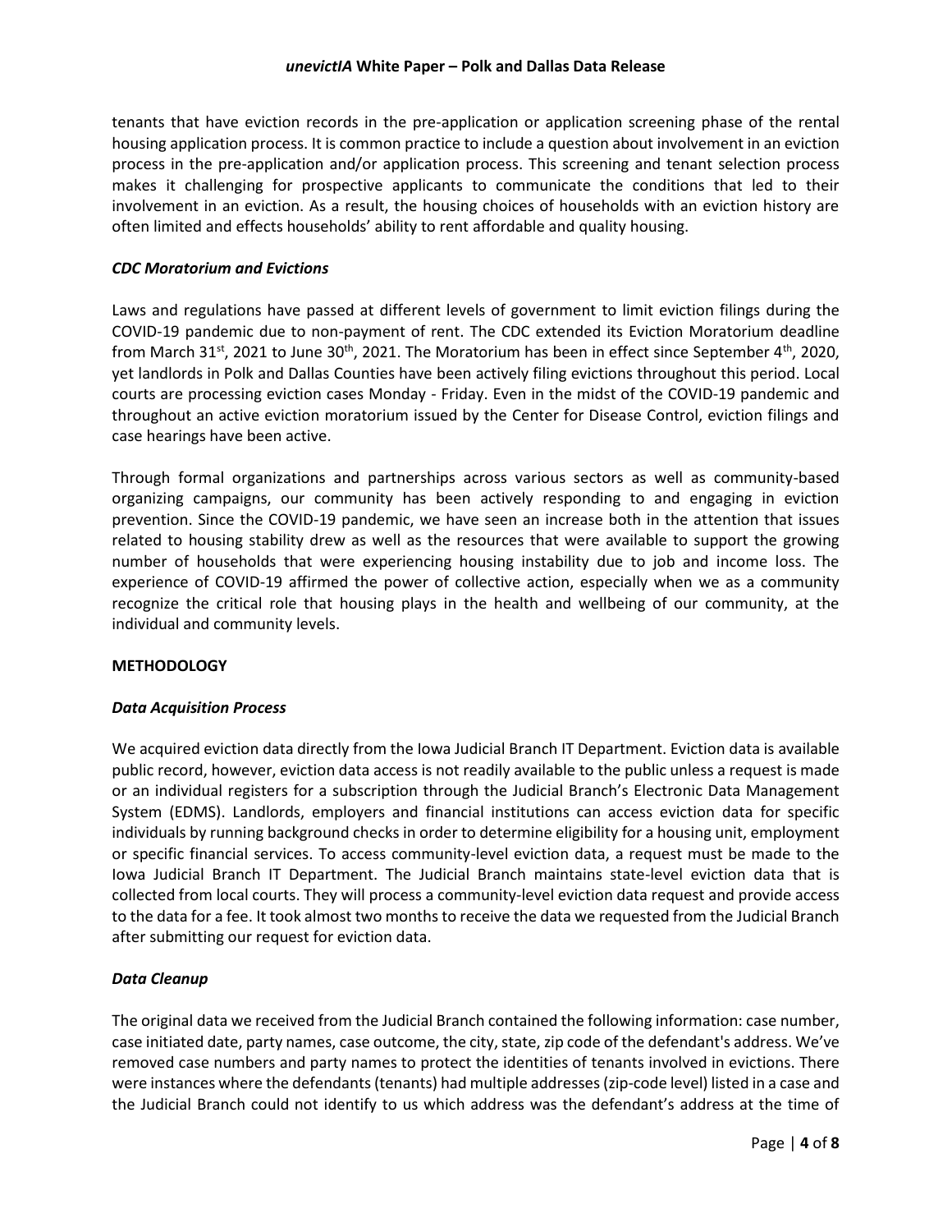tenants that have eviction records in the pre-application or application screening phase of the rental housing application process. It is common practice to include a question about involvement in an eviction process in the pre-application and/or application process. This screening and tenant selection process makes it challenging for prospective applicants to communicate the conditions that led to their involvement in an eviction. As a result, the housing choices of households with an eviction history are often limited and effects households' ability to rent affordable and quality housing.

### *CDC Moratorium and Evictions*

Laws and regulations have passed at different levels of government to limit eviction filings during the COVID-19 pandemic due to non-payment of rent. The CDC extended its Eviction Moratorium deadline from March 31st, 2021 to June 30th, 2021. The Moratorium has been in effect since September 4th, 2020, yet landlords in Polk and Dallas Counties have been actively filing evictions throughout this period. Local courts are processing eviction cases Monday - Friday. Even in the midst of the COVID-19 pandemic and throughout an active eviction moratorium issued by the Center for Disease Control, eviction filings and case hearings have been active.

Through formal organizations and partnerships across various sectors as well as community-based organizing campaigns, our community has been actively responding to and engaging in eviction prevention. Since the COVID-19 pandemic, we have seen an increase both in the attention that issues related to housing stability drew as well as the resources that were available to support the growing number of households that were experiencing housing instability due to job and income loss. The experience of COVID-19 affirmed the power of collective action, especially when we as a community recognize the critical role that housing plays in the health and wellbeing of our community, at the individual and community levels.

## METHODOLOGY

### *Data Acquisition Process*

We acquired eviction data directly from the Iowa Judicial Branch IT Department. Eviction data is available public record, however, eviction data access is not readily available to the public unless a request is made or an individual registers for a subscription through the Judicial Branch's Electronic Data Management System (EDMS). Landlords, employers and financial institutions can access eviction data for specific individuals by running background checks in order to determine eligibility for a housing unit, employment or specific financial services. To access community-level eviction data, a request must be made to the Iowa Judicial Branch IT Department. The Judicial Branch maintains state-level eviction data that is collected from local courts. They will process a community-level eviction data request and provide access to the data for a fee. It took almost two months to receive the data we requested from the Judicial Branch after submitting our request for eviction data.

### *Data Cleanup*

The original data we received from the Judicial Branch contained the following information: case number, case initiated date, party names, case outcome, the city, state, zip code of the defendant's address. We've removed case numbers and party names to protect the identities of tenants involved in evictions. There were instances where the defendants (tenants) had multiple addresses (zip-code level) listed in a case and the Judicial Branch could not identify to us which address was the defendant's address at the time of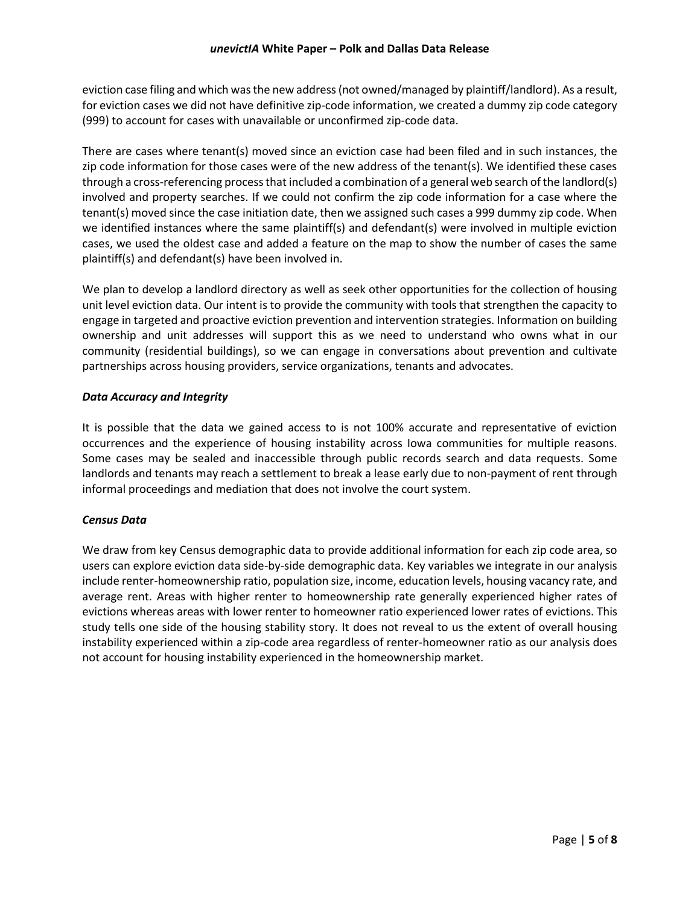eviction case filing and which was the new address (not owned/managed by plaintiff/landlord). As a result, for eviction cases we did not have definitive zip-code information, we created a dummy zip code category (999) to account for cases with unavailable or unconfirmed zip-code data.

There are cases where tenant(s) moved since an eviction case had been filed and in such instances, the zip code information for those cases were of the new address of the tenant(s). We identified these cases through a cross-referencing process that included a combination of a general web search of the landlord(s) involved and property searches. If we could not confirm the zip code information for a case where the tenant(s) moved since the case initiation date, then we assigned such cases a 999 dummy zip code. When we identified instances where the same plaintiff(s) and defendant(s) were involved in multiple eviction cases, we used the oldest case and added a feature on the map to show the number of cases the same plaintiff(s) and defendant(s) have been involved in.

We plan to develop a landlord directory as well as seek other opportunities for the collection of housing unit level eviction data. Our intent is to provide the community with tools that strengthen the capacity to engage in targeted and proactive eviction prevention and intervention strategies. Information on building ownership and unit addresses will support this as we need to understand who owns what in our community (residential buildings), so we can engage in conversations about prevention and cultivate partnerships across housing providers, service organizations, tenants and advocates.

### *Data Accuracy and Integrity*

It is possible that the data we gained access to is not 100% accurate and representative of eviction occurrences and the experience of housing instability across Iowa communities for multiple reasons. Some cases may be sealed and inaccessible through public records search and data requests. Some landlords and tenants may reach a settlement to break a lease early due to non-payment of rent through informal proceedings and mediation that does not involve the court system.

### *Census Data*

We draw from key Census demographic data to provide additional information for each zip code area, so users can explore eviction data side-by-side demographic data. Key variables we integrate in our analysis include renter-homeownership ratio, population size, income, education levels, housing vacancy rate, and average rent. Areas with higher renter to homeownership rate generally experienced higher rates of evictions whereas areas with lower renter to homeowner ratio experienced lower rates of evictions. This study tells one side of the housing stability story. It does not reveal to us the extent of overall housing instability experienced within a zip-code area regardless of renter-homeowner ratio as our analysis does not account for housing instability experienced in the homeownership market.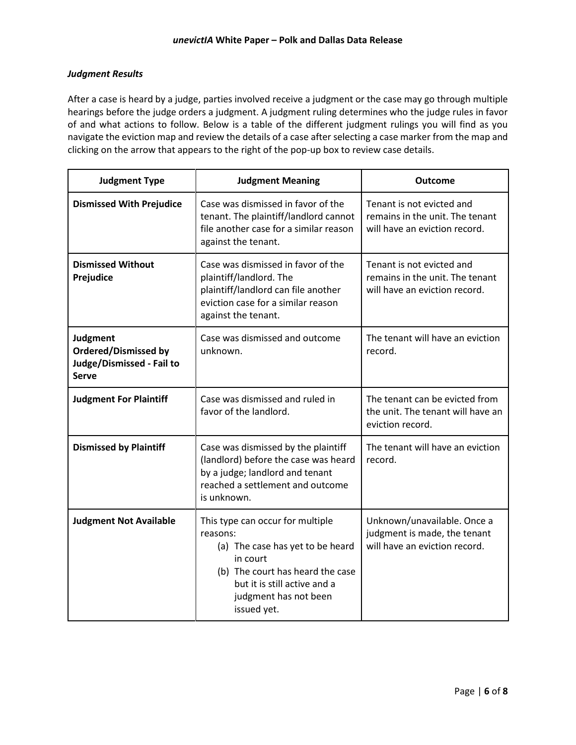### *Judgment Results*

After a case is heard by a judge, parties involved receive a judgment or the case may go through multiple hearings before the judge orders a judgment. A judgment ruling determines who the judge rules in favor of and what actions to follow. Below is a table of the different judgment rulings you will find as you navigate the eviction map and review the details of a case after selecting a case marker from the map and clicking on the arrow that appears to the right of the pop-up box to review case details.

| Judgment Type | Judgment Meaning | Outcome |
|---|---|---|
| **Dismissed With Prejudice** | Case was dismissed in favor of the tenant. The plaintiff/landlord cannot file another case for a similar reason against the tenant. | Tenant is not evicted and remains in the unit. The tenant will have an eviction record. |
| **Dismissed Without Prejudice** | Case was dismissed in favor of the plaintiff/landlord. The plaintiff/landlord can file another eviction case for a similar reason against the tenant. | Tenant is not evicted and remains in the unit. The tenant will have an eviction record. |
| **Judgment Ordered/Dismissed by Judge/Dismissed - Fail to Serve** | Case was dismissed and outcome unknown. | The tenant will have an eviction record. |
| **Judgment For Plaintiff** | Case was dismissed and ruled in favor of the landlord. | The tenant can be evicted from the unit. The tenant will have an eviction record. |
| **Dismissed by Plaintiff** | Case was dismissed by the plaintiff (landlord) before the case was heard by a judge; landlord and tenant reached a settlement and outcome is unknown. | The tenant will have an eviction record. |
| **Judgment Not Available** | This type can occur for multiple reasons: (a) The case has yet to be heard in court (b) The court has heard the case but it is still active and a judgment has not been issued yet. | Unknown/unavailable. Once a judgment is made, the tenant will have an eviction record. |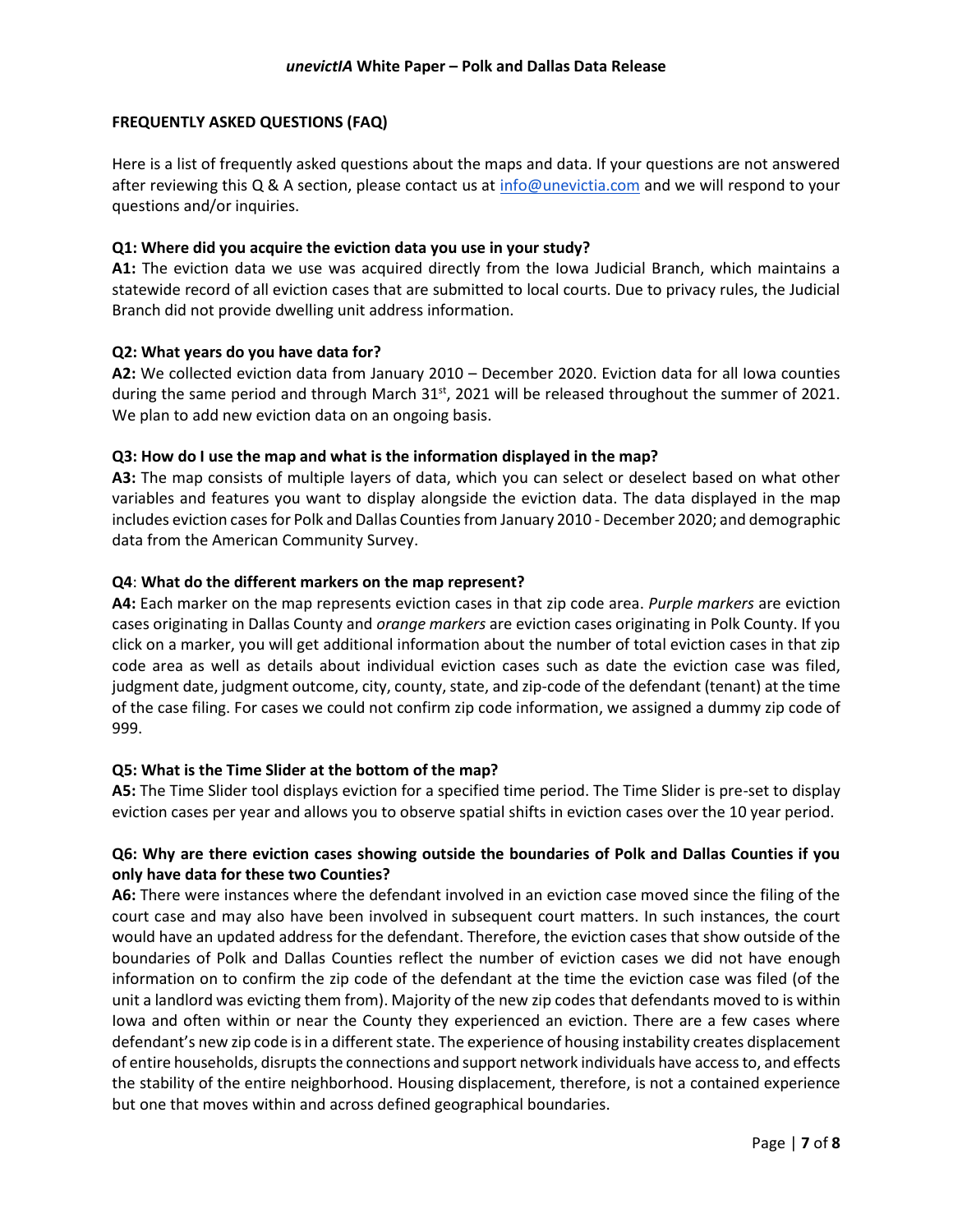## FREQUENTLY ASKED QUESTIONS (FAQ)

Here is a list of frequently asked questions about the maps and data. If your questions are not answered after reviewing this Q & A section, please contact us at [info@unevictia.com](mailto:info@unevictia.com) and we will respond to your questions and/or inquiries.

**Q1: Where did you acquire the eviction data you use in your study?**

**A1:** The eviction data we use was acquired directly from the Iowa Judicial Branch, which maintains a statewide record of all eviction cases that are submitted to local courts. Due to privacy rules, the Judicial Branch did not provide dwelling unit address information.

**Q2: What years do you have data for?**

**A2:** We collected eviction data from January 2010 – December 2020. Eviction data for all Iowa counties during the same period and through March 31st, 2021 will be released throughout the summer of 2021. We plan to add new eviction data on an ongoing basis.

**Q3: How do I use the map and what is the information displayed in the map?**

**A3:** The map consists of multiple layers of data, which you can select or deselect based on what other variables and features you want to display alongside the eviction data. The data displayed in the map includes eviction cases for Polk and Dallas Counties from January 2010 - December 2020; and demographic data from the American Community Survey.

**Q4**: **What do the different markers on the map represent?**

**A4:** Each marker on the map represents eviction cases in that zip code area. *Purple markers* are eviction cases originating in Dallas County and *orange markers* are eviction cases originating in Polk County. If you click on a marker, you will get additional information about the number of total eviction cases in that zip code area as well as details about individual eviction cases such as date the eviction case was filed, judgment date, judgment outcome, city, county, state, and zip-code of the defendant (tenant) at the time of the case filing. For cases we could not confirm zip code information, we assigned a dummy zip code of 999.

**Q5: What is the Time Slider at the bottom of the map?**

**A5:** The Time Slider tool displays eviction for a specified time period. The Time Slider is pre-set to display eviction cases per year and allows you to observe spatial shifts in eviction cases over the 10 year period.

**Q6: Why are there eviction cases showing outside the boundaries of Polk and Dallas Counties if you only have data for these two Counties?**

**A6:** There were instances where the defendant involved in an eviction case moved since the filing of the court case and may also have been involved in subsequent court matters. In such instances, the court would have an updated address for the defendant. Therefore, the eviction cases that show outside of the boundaries of Polk and Dallas Counties reflect the number of eviction cases we did not have enough information on to confirm the zip code of the defendant at the time the eviction case was filed (of the unit a landlord was evicting them from). Majority of the new zip codes that defendants moved to is within Iowa and often within or near the County they experienced an eviction. There are a few cases where defendant's new zip code is in a different state. The experience of housing instability creates displacement of entire households, disrupts the connections and support network individuals have access to, and effects the stability of the entire neighborhood. Housing displacement, therefore, is not a contained experience but one that moves within and across defined geographical boundaries.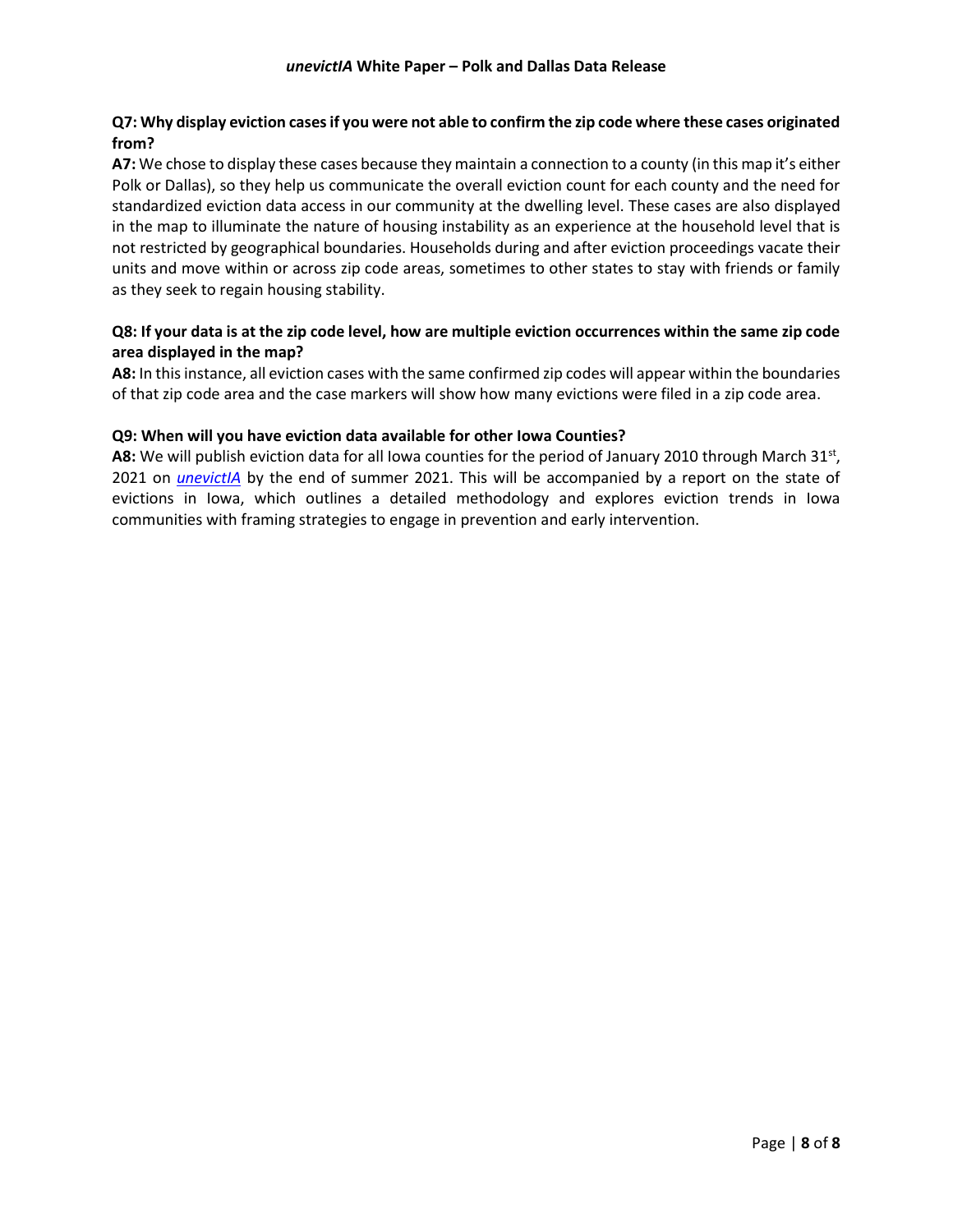**Q7: Why display eviction cases if you were not able to confirm the zip code where these cases originated from?**

**A7:** We chose to display these cases because they maintain a connection to a county (in this map it's either Polk or Dallas), so they help us communicate the overall eviction count for each county and the need for standardized eviction data access in our community at the dwelling level. These cases are also displayed in the map to illuminate the nature of housing instability as an experience at the household level that is not restricted by geographical boundaries. Households during and after eviction proceedings vacate their units and move within or across zip code areas, sometimes to other states to stay with friends or family as they seek to regain housing stability.

**Q8: If your data is at the zip code level, how are multiple eviction occurrences within the same zip code area displayed in the map?**

**A8:** In this instance, all eviction cases with the same confirmed zip codes will appear within the boundaries of that zip code area and the case markers will show how many evictions were filed in a zip code area.

**Q9: When will you have eviction data available for other Iowa Counties?**

**A8:** We will publish eviction data for all Iowa counties for the period of January 2010 through March 31st, 2021 on *unevictIA* by the end of summer 2021. This will be accompanied by a report on the state of evictions in Iowa, which outlines a detailed methodology and explores eviction trends in Iowa communities with framing strategies to engage in prevention and early intervention.